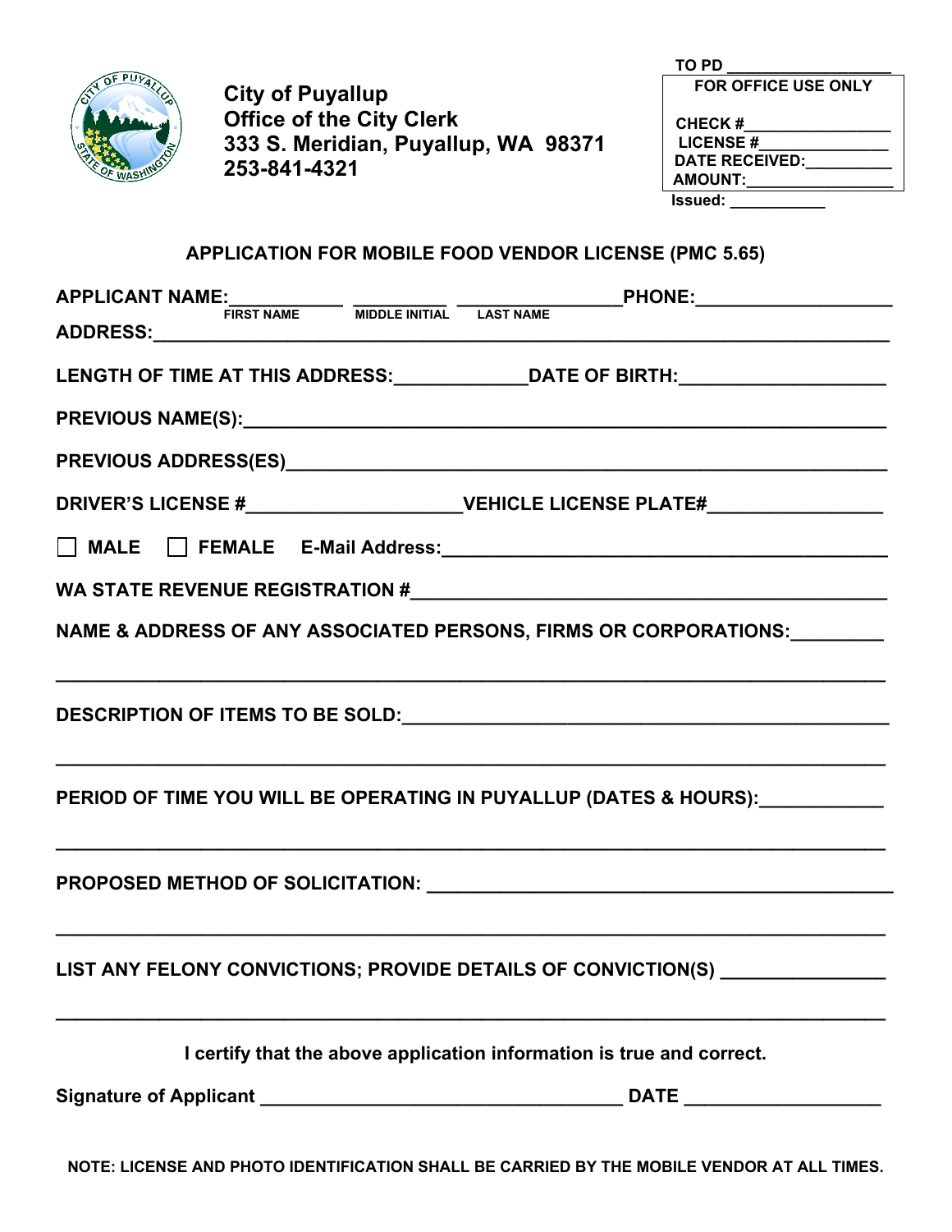**City of Puyallup**
**Office of the City Clerk**
**333 S. Meridian, Puyallup, WA 98371**
**253-841-4321**

TO PD ___________________

| FOR OFFICE USE ONLY |
| --- |
| CHECK #________________ |
| LICENSE #_______________ |
| DATE RECEIVED:__________ |
| AMOUNT:_________________ |

Issued: ___________

## APPLICATION FOR MOBILE FOOD VENDOR LICENSE (PMC 5.65)

APPLICANT NAME:___________ __________ _______________PHONE:___________________
FIRST NAME MIDDLE INITIAL LAST NAME

ADDRESS:___________________________________________________________________________

LENGTH OF TIME AT THIS ADDRESS:_____________DATE OF BIRTH:___________________

PREVIOUS NAME(S):__________________________________________________________________

PREVIOUS ADDRESS(ES)_______________________________________________________________

DRIVER'S LICENSE #_____________________VEHICLE LICENSE PLATE#_________________

☐ MALE ☐ FEMALE E-Mail Address:___________________________________________

WA STATE REVENUE REGISTRATION #_____________________________________________

NAME & ADDRESS OF ANY ASSOCIATED PERSONS, FIRMS OR CORPORATIONS:_________

___________________________________________________________________________________

DESCRIPTION OF ITEMS TO BE SOLD:___________________________________________

___________________________________________________________________________________

PERIOD OF TIME YOU WILL BE OPERATING IN PUYALLUP (DATES & HOURS):____________

___________________________________________________________________________________

PROPOSED METHOD OF SOLICITATION: ___________________________________________

___________________________________________________________________________________

LIST ANY FELONY CONVICTIONS; PROVIDE DETAILS OF CONVICTION(S) ________________

___________________________________________________________________________________

I certify that the above application information is true and correct.

Signature of Applicant __________________________________ DATE ___________________

**NOTE: LICENSE AND PHOTO IDENTIFICATION SHALL BE CARRIED BY THE MOBILE VENDOR AT ALL TIMES.**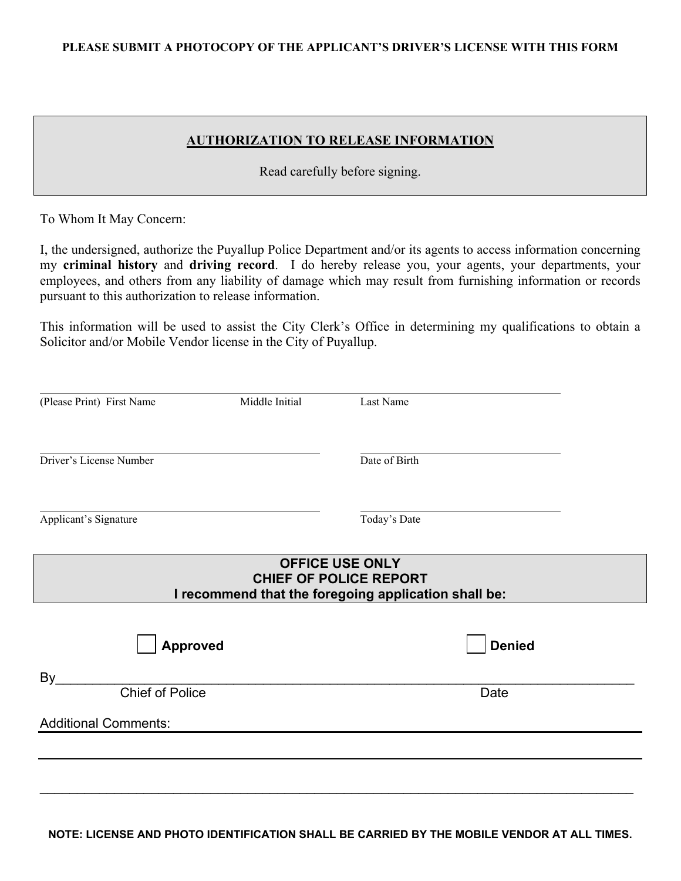**PLEASE SUBMIT A PHOTOCOPY OF THE APPLICANT'S DRIVER'S LICENSE WITH THIS FORM**

## AUTHORIZATION TO RELEASE INFORMATION

Read carefully before signing.

To Whom It May Concern:

I, the undersigned, authorize the Puyallup Police Department and/or its agents to access information concerning my **criminal history** and **driving record**. I do hereby release you, your agents, your departments, your employees, and others from any liability of damage which may result from furnishing information or records pursuant to this authorization to release information.

This information will be used to assist the City Clerk's Office in determining my qualifications to obtain a Solicitor and/or Mobile Vendor license in the City of Puyallup.

\_\_\_\_\_\_\_\_\_\_\_\_\_\_\_\_\_\_\_\_\_\_\_\_\_\_\_\_\_\_\_\_\_\_\_\_\_\_\_\_\_\_\_\_\_\_\_\_\_\_\_\_\_\_\_\_\_\_\_\_\_\_\_\_

(Please Print) First Name    Middle Initial    Last Name

\_\_\_\_\_\_\_\_\_\_\_\_\_\_\_\_\_\_\_\_\_\_\_\_\_\_\_\_\_\_\_\_    \_\_\_\_\_\_\_\_\_\_\_\_\_\_\_\_\_\_\_\_\_\_\_\_

Driver's License Number    Date of Birth

\_\_\_\_\_\_\_\_\_\_\_\_\_\_\_\_\_\_\_\_\_\_\_\_\_\_\_\_\_\_\_\_    \_\_\_\_\_\_\_\_\_\_\_\_\_\_\_\_\_\_\_\_\_\_\_\_

Applicant's Signature    Today's Date

**OFFICE USE ONLY**
**CHIEF OF POLICE REPORT**
**I recommend that the foregoing application shall be:**

☐ **Approved**    ☐ **Denied**

By\_\_\_\_\_\_\_\_\_\_\_\_\_\_\_\_\_\_\_\_\_\_\_\_\_\_\_\_\_\_\_\_\_\_\_\_\_\_\_\_\_\_\_\_\_\_\_\_\_\_\_\_\_\_\_\_\_\_\_\_\_\_

Chief of Police    Date

Additional Comments: \_\_\_\_\_\_\_\_\_\_\_\_\_\_\_\_\_\_\_\_\_\_\_\_\_\_\_\_\_\_\_\_\_\_\_\_\_\_\_\_\_\_

\_\_\_\_\_\_\_\_\_\_\_\_\_\_\_\_\_\_\_\_\_\_\_\_\_\_\_\_\_\_\_\_\_\_\_\_\_\_\_\_\_\_\_\_\_\_\_\_\_\_\_\_\_\_\_\_\_\_\_\_\_\_\_\_

\_\_\_\_\_\_\_\_\_\_\_\_\_\_\_\_\_\_\_\_\_\_\_\_\_\_\_\_\_\_\_\_\_\_\_\_\_\_\_\_\_\_\_\_\_\_\_\_\_\_\_\_\_\_\_\_\_\_\_\_\_\_\_\_

**NOTE: LICENSE AND PHOTO IDENTIFICATION SHALL BE CARRIED BY THE MOBILE VENDOR AT ALL TIMES.**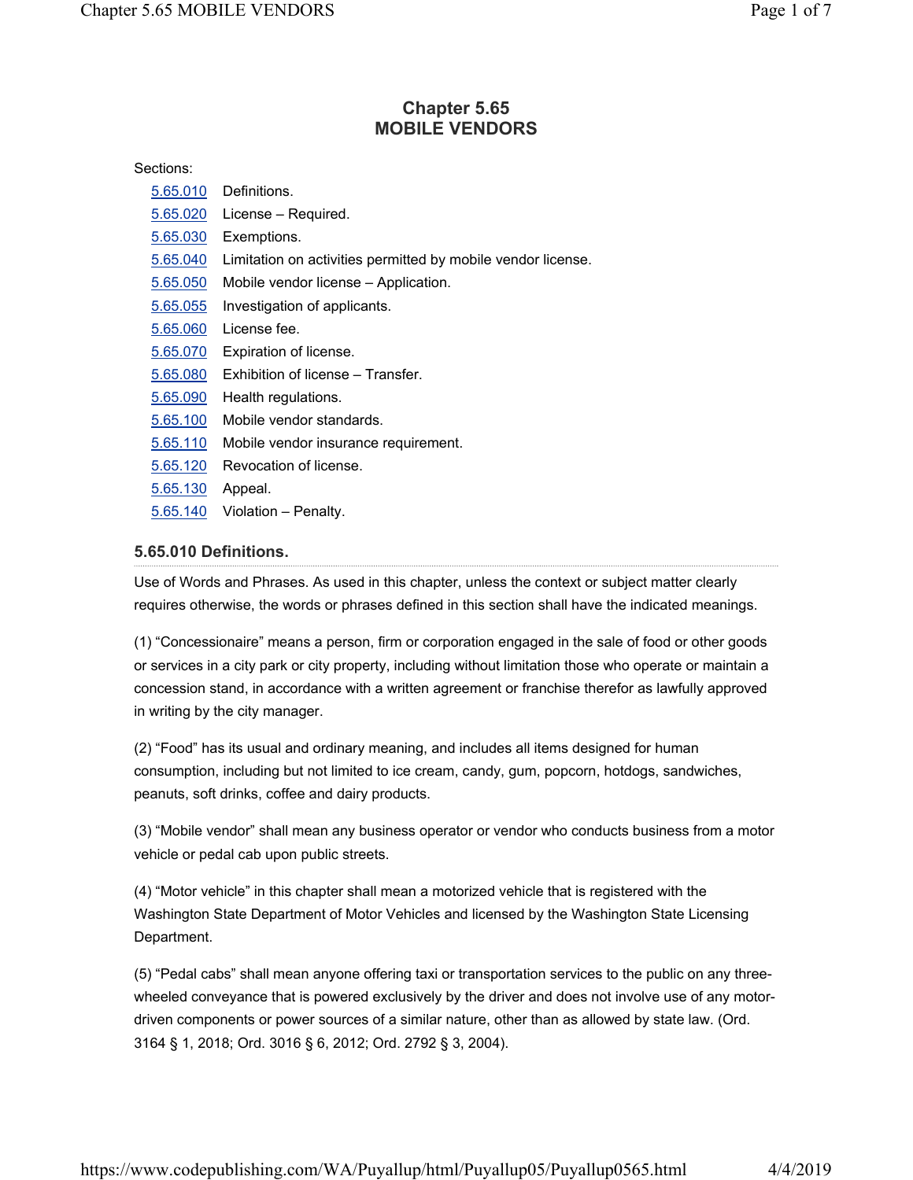# Chapter 5.65
# MOBILE VENDORS

Sections:

- 5.65.010 Definitions.
- 5.65.020 License – Required.
- 5.65.030 Exemptions.
- 5.65.040 Limitation on activities permitted by mobile vendor license.
- 5.65.050 Mobile vendor license – Application.
- 5.65.055 Investigation of applicants.
- 5.65.060 License fee.
- 5.65.070 Expiration of license.
- 5.65.080 Exhibition of license – Transfer.
- 5.65.090 Health regulations.
- 5.65.100 Mobile vendor standards.
- 5.65.110 Mobile vendor insurance requirement.
- 5.65.120 Revocation of license.
- 5.65.130 Appeal.
- 5.65.140 Violation – Penalty.

## 5.65.010 Definitions.

Use of Words and Phrases. As used in this chapter, unless the context or subject matter clearly requires otherwise, the words or phrases defined in this section shall have the indicated meanings.

(1) "Concessionaire" means a person, firm or corporation engaged in the sale of food or other goods or services in a city park or city property, including without limitation those who operate or maintain a concession stand, in accordance with a written agreement or franchise therefor as lawfully approved in writing by the city manager.

(2) "Food" has its usual and ordinary meaning, and includes all items designed for human consumption, including but not limited to ice cream, candy, gum, popcorn, hotdogs, sandwiches, peanuts, soft drinks, coffee and dairy products.

(3) "Mobile vendor" shall mean any business operator or vendor who conducts business from a motor vehicle or pedal cab upon public streets.

(4) "Motor vehicle" in this chapter shall mean a motorized vehicle that is registered with the Washington State Department of Motor Vehicles and licensed by the Washington State Licensing Department.

(5) "Pedal cabs" shall mean anyone offering taxi or transportation services to the public on any three-wheeled conveyance that is powered exclusively by the driver and does not involve use of any motor-driven components or power sources of a similar nature, other than as allowed by state law. (Ord. 3164 § 1, 2018; Ord. 3016 § 6, 2012; Ord. 2792 § 3, 2004).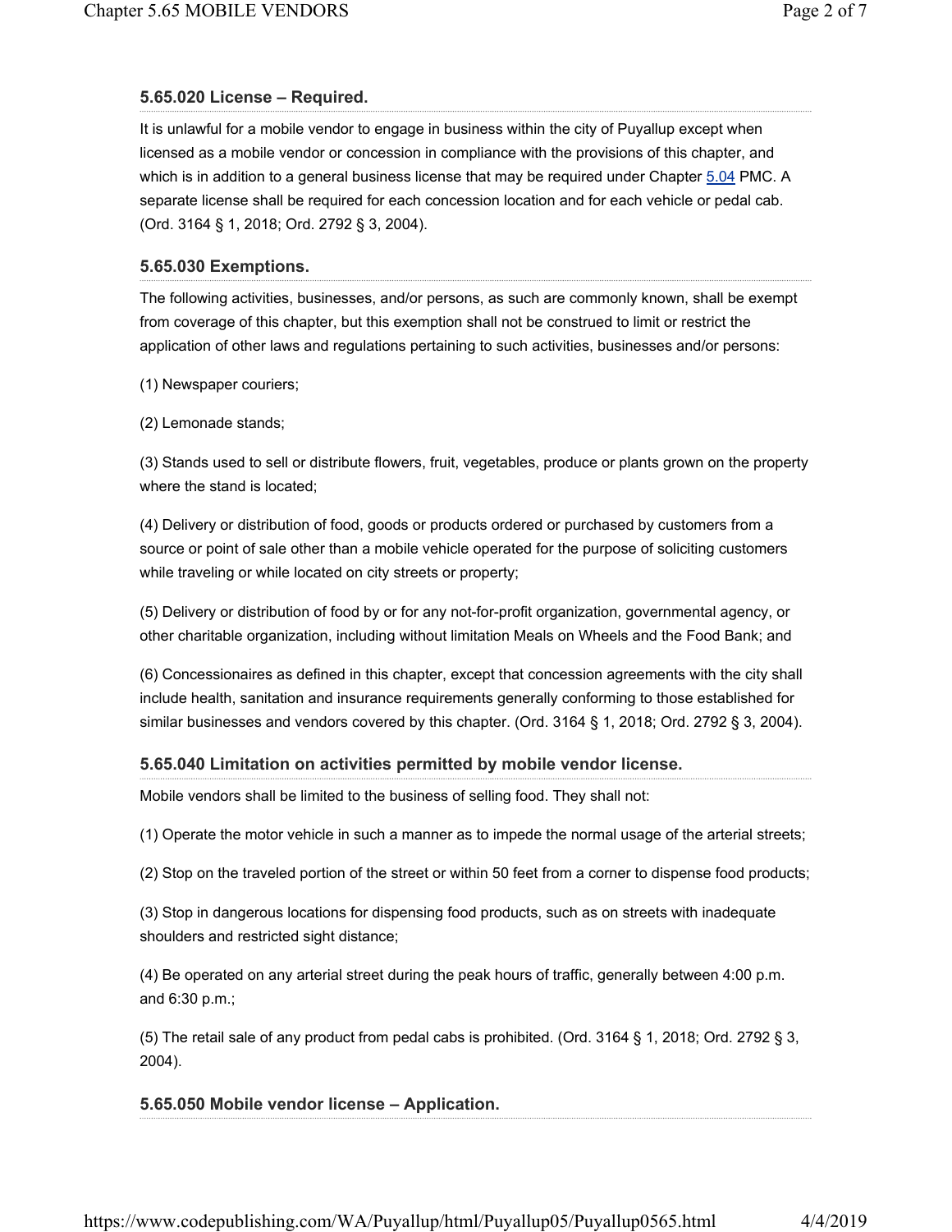### 5.65.020 License – Required.

It is unlawful for a mobile vendor to engage in business within the city of Puyallup except when licensed as a mobile vendor or concession in compliance with the provisions of this chapter, and which is in addition to a general business license that may be required under Chapter 5.04 PMC. A separate license shall be required for each concession location and for each vehicle or pedal cab. (Ord. 3164 § 1, 2018; Ord. 2792 § 3, 2004).

### 5.65.030 Exemptions.

The following activities, businesses, and/or persons, as such are commonly known, shall be exempt from coverage of this chapter, but this exemption shall not be construed to limit or restrict the application of other laws and regulations pertaining to such activities, businesses and/or persons:

(1) Newspaper couriers;

(2) Lemonade stands;

(3) Stands used to sell or distribute flowers, fruit, vegetables, produce or plants grown on the property where the stand is located;

(4) Delivery or distribution of food, goods or products ordered or purchased by customers from a source or point of sale other than a mobile vehicle operated for the purpose of soliciting customers while traveling or while located on city streets or property;

(5) Delivery or distribution of food by or for any not-for-profit organization, governmental agency, or other charitable organization, including without limitation Meals on Wheels and the Food Bank; and

(6) Concessionaires as defined in this chapter, except that concession agreements with the city shall include health, sanitation and insurance requirements generally conforming to those established for similar businesses and vendors covered by this chapter. (Ord. 3164 § 1, 2018; Ord. 2792 § 3, 2004).

### 5.65.040 Limitation on activities permitted by mobile vendor license.

Mobile vendors shall be limited to the business of selling food. They shall not:

(1) Operate the motor vehicle in such a manner as to impede the normal usage of the arterial streets;

(2) Stop on the traveled portion of the street or within 50 feet from a corner to dispense food products;

(3) Stop in dangerous locations for dispensing food products, such as on streets with inadequate shoulders and restricted sight distance;

(4) Be operated on any arterial street during the peak hours of traffic, generally between 4:00 p.m. and 6:30 p.m.;

(5) The retail sale of any product from pedal cabs is prohibited. (Ord. 3164 § 1, 2018; Ord. 2792 § 3, 2004).

### 5.65.050 Mobile vendor license – Application.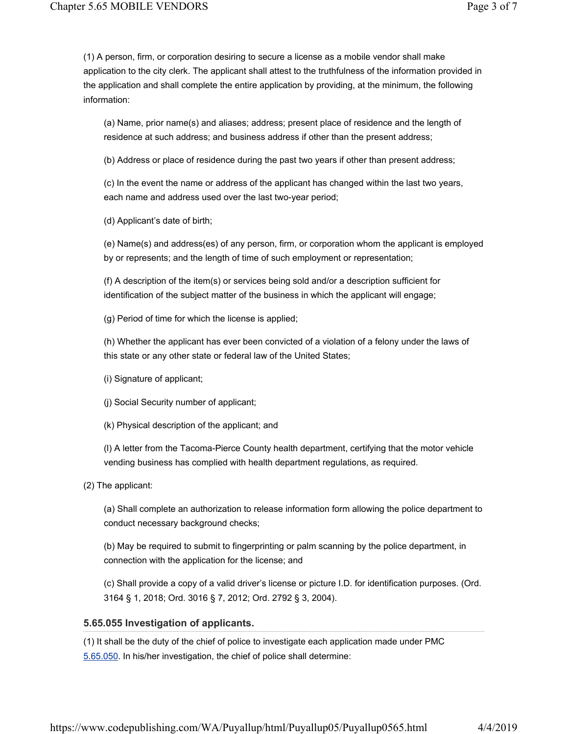(1) A person, firm, or corporation desiring to secure a license as a mobile vendor shall make application to the city clerk. The applicant shall attest to the truthfulness of the information provided in the application and shall complete the entire application by providing, at the minimum, the following information:

(a) Name, prior name(s) and aliases; address; present place of residence and the length of residence at such address; and business address if other than the present address;

(b) Address or place of residence during the past two years if other than present address;

(c) In the event the name or address of the applicant has changed within the last two years, each name and address used over the last two-year period;

(d) Applicant's date of birth;

(e) Name(s) and address(es) of any person, firm, or corporation whom the applicant is employed by or represents; and the length of time of such employment or representation;

(f) A description of the item(s) or services being sold and/or a description sufficient for identification of the subject matter of the business in which the applicant will engage;

(g) Period of time for which the license is applied;

(h) Whether the applicant has ever been convicted of a violation of a felony under the laws of this state or any other state or federal law of the United States;

(i) Signature of applicant;

(j) Social Security number of applicant;

(k) Physical description of the applicant; and

(l) A letter from the Tacoma-Pierce County health department, certifying that the motor vehicle vending business has complied with health department regulations, as required.

(2) The applicant:

(a) Shall complete an authorization to release information form allowing the police department to conduct necessary background checks;

(b) May be required to submit to fingerprinting or palm scanning by the police department, in connection with the application for the license; and

(c) Shall provide a copy of a valid driver's license or picture I.D. for identification purposes. (Ord. 3164 § 1, 2018; Ord. 3016 § 7, 2012; Ord. 2792 § 3, 2004).

### 5.65.055 Investigation of applicants.

(1) It shall be the duty of the chief of police to investigate each application made under PMC 5.65.050. In his/her investigation, the chief of police shall determine: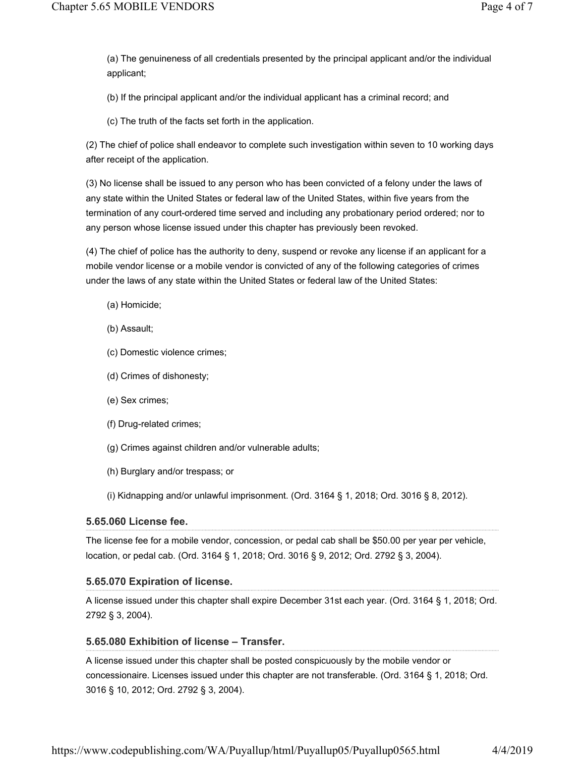(a) The genuineness of all credentials presented by the principal applicant and/or the individual applicant;

(b) If the principal applicant and/or the individual applicant has a criminal record; and

(c) The truth of the facts set forth in the application.

(2) The chief of police shall endeavor to complete such investigation within seven to 10 working days after receipt of the application.

(3) No license shall be issued to any person who has been convicted of a felony under the laws of any state within the United States or federal law of the United States, within five years from the termination of any court-ordered time served and including any probationary period ordered; nor to any person whose license issued under this chapter has previously been revoked.

(4) The chief of police has the authority to deny, suspend or revoke any license if an applicant for a mobile vendor license or a mobile vendor is convicted of any of the following categories of crimes under the laws of any state within the United States or federal law of the United States:

(a) Homicide;

(b) Assault;

(c) Domestic violence crimes;

(d) Crimes of dishonesty;

(e) Sex crimes;

(f) Drug-related crimes;

(g) Crimes against children and/or vulnerable adults;

(h) Burglary and/or trespass; or

(i) Kidnapping and/or unlawful imprisonment. (Ord. 3164 § 1, 2018; Ord. 3016 § 8, 2012).

### 5.65.060 License fee.

The license fee for a mobile vendor, concession, or pedal cab shall be $50.00 per year per vehicle, location, or pedal cab. (Ord. 3164 § 1, 2018; Ord. 3016 § 9, 2012; Ord. 2792 § 3, 2004).

### 5.65.070 Expiration of license.

A license issued under this chapter shall expire December 31st each year. (Ord. 3164 § 1, 2018; Ord. 2792 § 3, 2004).

### 5.65.080 Exhibition of license – Transfer.

A license issued under this chapter shall be posted conspicuously by the mobile vendor or concessionaire. Licenses issued under this chapter are not transferable. (Ord. 3164 § 1, 2018; Ord. 3016 § 10, 2012; Ord. 2792 § 3, 2004).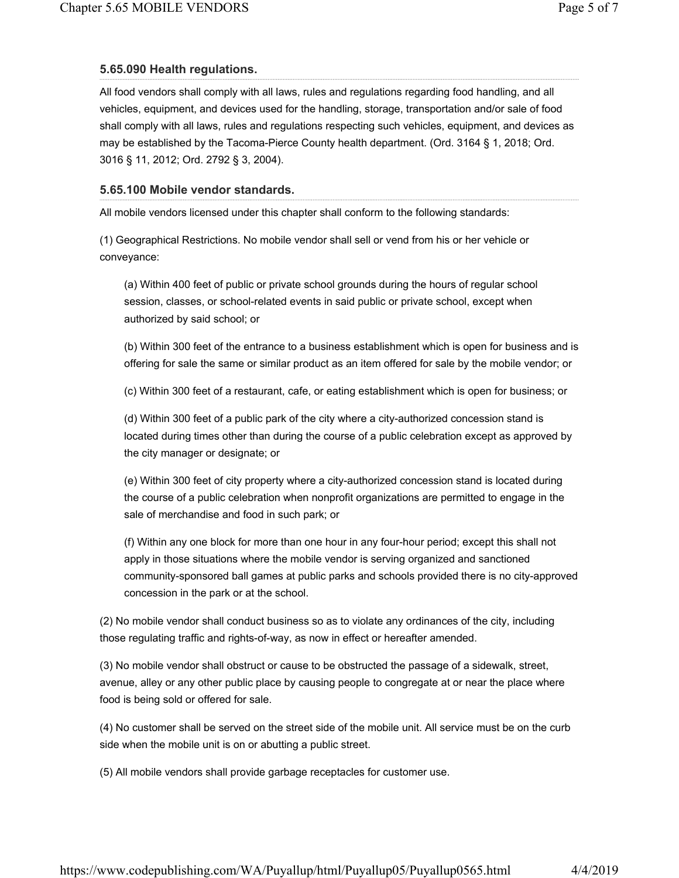### 5.65.090 Health regulations.

All food vendors shall comply with all laws, rules and regulations regarding food handling, and all vehicles, equipment, and devices used for the handling, storage, transportation and/or sale of food shall comply with all laws, rules and regulations respecting such vehicles, equipment, and devices as may be established by the Tacoma-Pierce County health department. (Ord. 3164 § 1, 2018; Ord. 3016 § 11, 2012; Ord. 2792 § 3, 2004).

### 5.65.100 Mobile vendor standards.

All mobile vendors licensed under this chapter shall conform to the following standards:

(1) Geographical Restrictions. No mobile vendor shall sell or vend from his or her vehicle or conveyance:

> (a) Within 400 feet of public or private school grounds during the hours of regular school session, classes, or school-related events in said public or private school, except when authorized by said school; or
>
> (b) Within 300 feet of the entrance to a business establishment which is open for business and is offering for sale the same or similar product as an item offered for sale by the mobile vendor; or
>
> (c) Within 300 feet of a restaurant, cafe, or eating establishment which is open for business; or
>
> (d) Within 300 feet of a public park of the city where a city-authorized concession stand is located during times other than during the course of a public celebration except as approved by the city manager or designate; or
>
> (e) Within 300 feet of city property where a city-authorized concession stand is located during the course of a public celebration when nonprofit organizations are permitted to engage in the sale of merchandise and food in such park; or
>
> (f) Within any one block for more than one hour in any four-hour period; except this shall not apply in those situations where the mobile vendor is serving organized and sanctioned community-sponsored ball games at public parks and schools provided there is no city-approved concession in the park or at the school.

(2) No mobile vendor shall conduct business so as to violate any ordinances of the city, including those regulating traffic and rights-of-way, as now in effect or hereafter amended.

(3) No mobile vendor shall obstruct or cause to be obstructed the passage of a sidewalk, street, avenue, alley or any other public place by causing people to congregate at or near the place where food is being sold or offered for sale.

(4) No customer shall be served on the street side of the mobile unit. All service must be on the curb side when the mobile unit is on or abutting a public street.

(5) All mobile vendors shall provide garbage receptacles for customer use.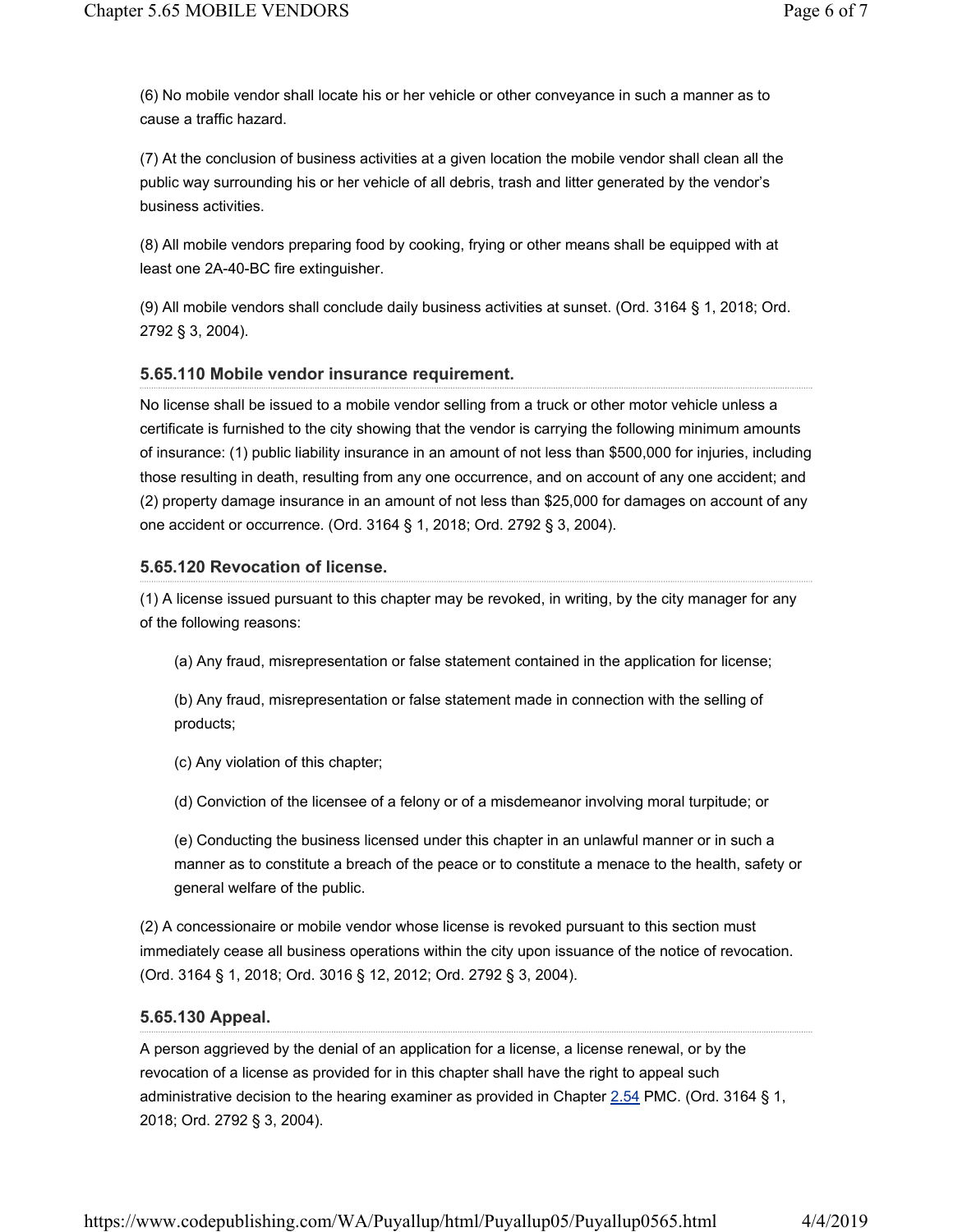(6) No mobile vendor shall locate his or her vehicle or other conveyance in such a manner as to cause a traffic hazard.

(7) At the conclusion of business activities at a given location the mobile vendor shall clean all the public way surrounding his or her vehicle of all debris, trash and litter generated by the vendor's business activities.

(8) All mobile vendors preparing food by cooking, frying or other means shall be equipped with at least one 2A-40-BC fire extinguisher.

(9) All mobile vendors shall conclude daily business activities at sunset. (Ord. 3164 § 1, 2018; Ord. 2792 § 3, 2004).

### 5.65.110 Mobile vendor insurance requirement.

No license shall be issued to a mobile vendor selling from a truck or other motor vehicle unless a certificate is furnished to the city showing that the vendor is carrying the following minimum amounts of insurance: (1) public liability insurance in an amount of not less than $500,000 for injuries, including those resulting in death, resulting from any one occurrence, and on account of any one accident; and (2) property damage insurance in an amount of not less than $25,000 for damages on account of any one accident or occurrence. (Ord. 3164 § 1, 2018; Ord. 2792 § 3, 2004).

### 5.65.120 Revocation of license.

(1) A license issued pursuant to this chapter may be revoked, in writing, by the city manager for any of the following reasons:

(a) Any fraud, misrepresentation or false statement contained in the application for license;

(b) Any fraud, misrepresentation or false statement made in connection with the selling of products;

(c) Any violation of this chapter;

(d) Conviction of the licensee of a felony or of a misdemeanor involving moral turpitude; or

(e) Conducting the business licensed under this chapter in an unlawful manner or in such a manner as to constitute a breach of the peace or to constitute a menace to the health, safety or general welfare of the public.

(2) A concessionaire or mobile vendor whose license is revoked pursuant to this section must immediately cease all business operations within the city upon issuance of the notice of revocation. (Ord. 3164 § 1, 2018; Ord. 3016 § 12, 2012; Ord. 2792 § 3, 2004).

### 5.65.130 Appeal.

A person aggrieved by the denial of an application for a license, a license renewal, or by the revocation of a license as provided for in this chapter shall have the right to appeal such administrative decision to the hearing examiner as provided in Chapter 2.54 PMC. (Ord. 3164 § 1, 2018; Ord. 2792 § 3, 2004).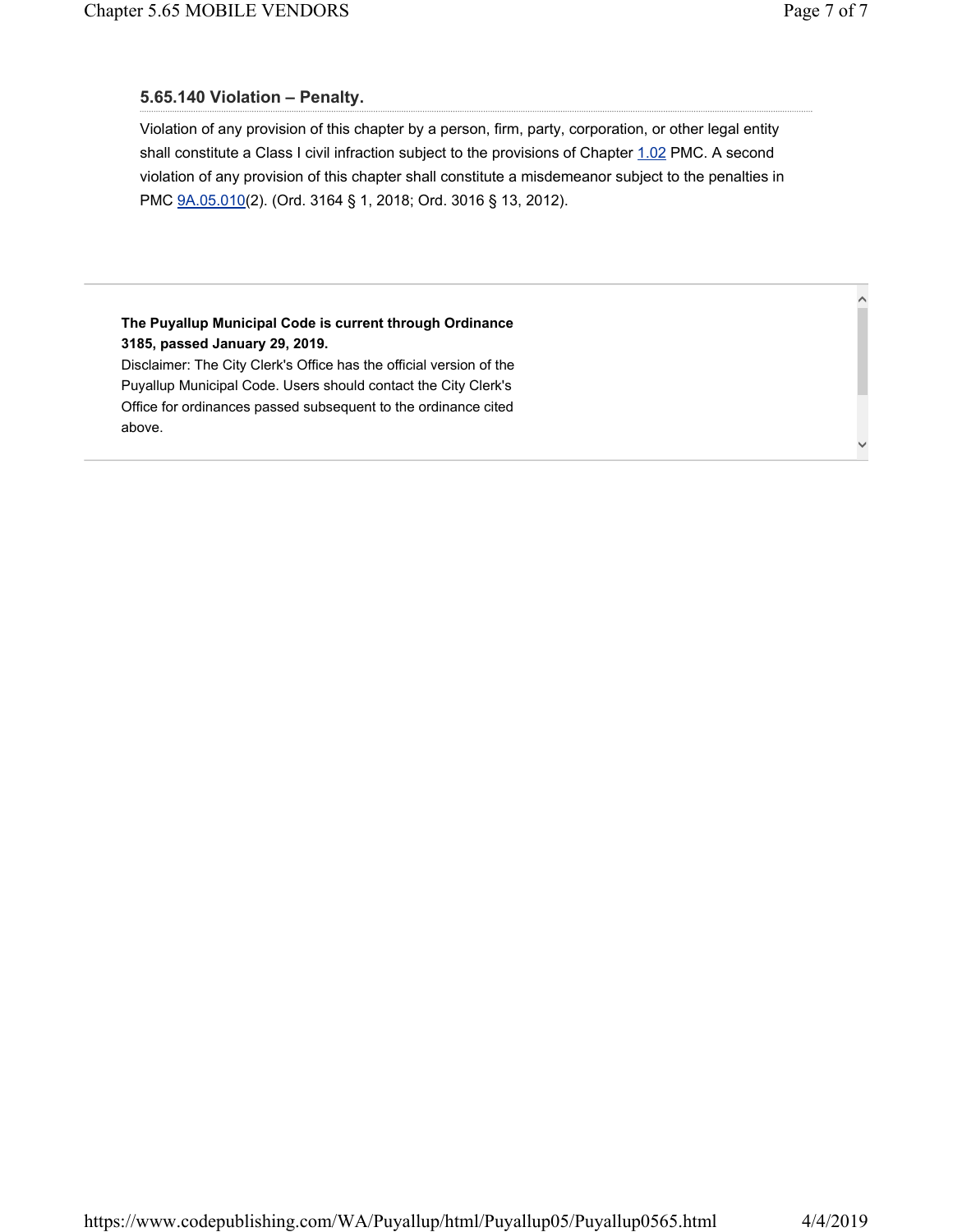### 5.65.140 Violation – Penalty.

Violation of any provision of this chapter by a person, firm, party, corporation, or other legal entity shall constitute a Class I civil infraction subject to the provisions of Chapter 1.02 PMC. A second violation of any provision of this chapter shall constitute a misdemeanor subject to the penalties in PMC 9A.05.010(2). (Ord. 3164 § 1, 2018; Ord. 3016 § 13, 2012).

**The Puyallup Municipal Code is current through Ordinance 3185, passed January 29, 2019.**

Disclaimer: The City Clerk's Office has the official version of the Puyallup Municipal Code. Users should contact the City Clerk's Office for ordinances passed subsequent to the ordinance cited above.